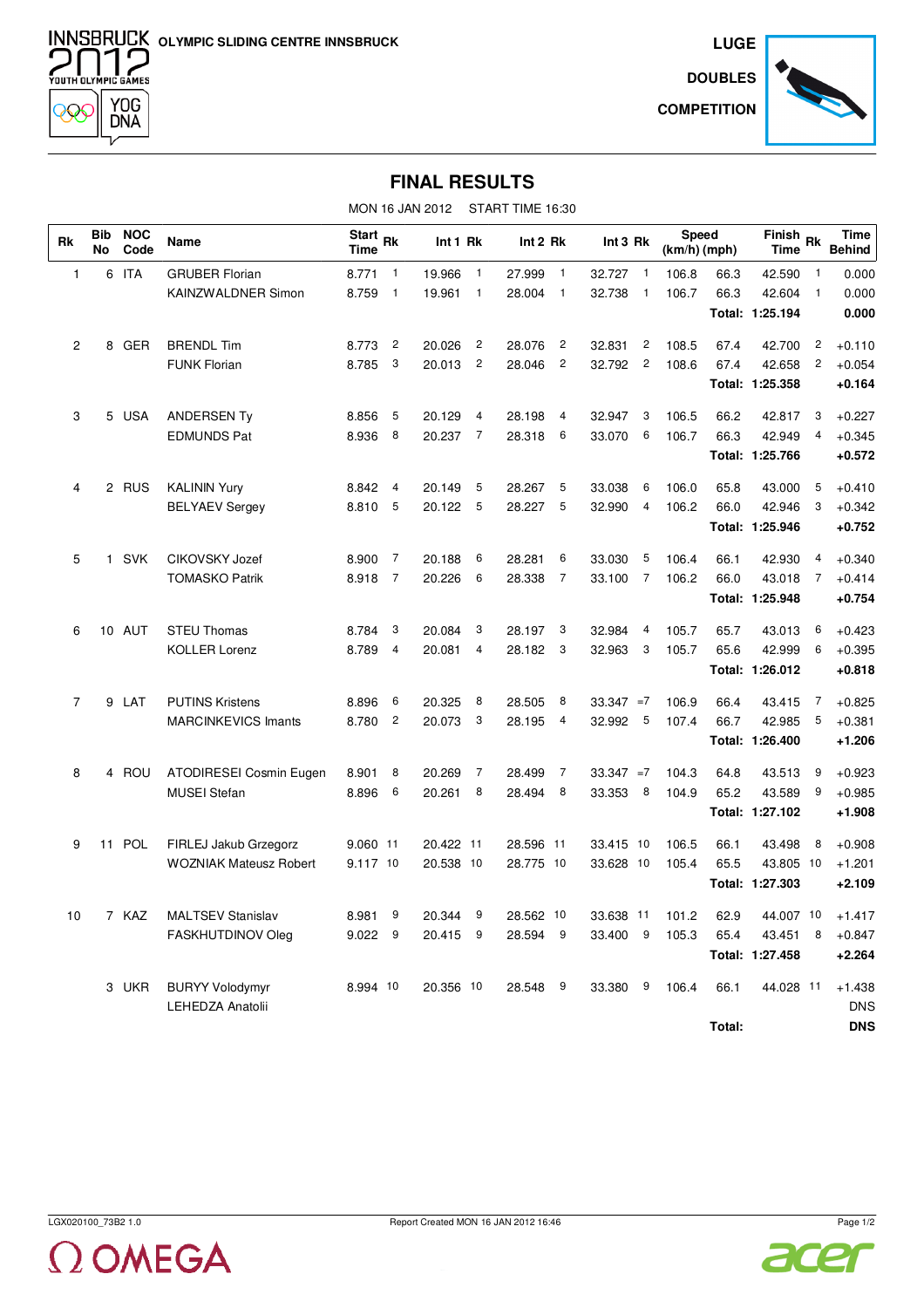INNSBRUCK 2012 YOUTH OLYMPIC GAMES

OLYMPIC SLIDING CENTRE INNSBRUCK

**LUGE**

**DOUBLES**

**COMPETITION**

# FINAL RESULTS

MON 16 JAN 2012 START TIME 16:30

| Rk | Bib No | NOC Code | Name | Start Time | Rk | Int 1 | Rk | Int 2 | Rk | Int 3 | Rk | Speed (km/h) | (mph) | Finish Time | Rk | Time Behind |
|---|---|---|---|---|---|---|---|---|---|---|---|---|---|---|---|---|
| 1 | 6 | ITA | GRUBER Florian | 8.771 | 1 | 19.966 | 1 | 27.999 | 1 | 32.727 | 1 | 106.8 | 66.3 | 42.590 | 1 | 0.000 |
| | | | KAINZWALDNER Simon | 8.759 | 1 | 19.961 | 1 | 28.004 | 1 | 32.738 | 1 | 106.7 | 66.3 | 42.604 | 1 | 0.000 |
| | | | | | | | | | | | | | **Total:** | **1:25.194** | | **0.000** |
| 2 | 8 | GER | BRENDL Tim | 8.773 | 2 | 20.026 | 2 | 28.076 | 2 | 32.831 | 2 | 108.5 | 67.4 | 42.700 | 2 | +0.110 |
| | | | FUNK Florian | 8.785 | 3 | 20.013 | 2 | 28.046 | 2 | 32.792 | 2 | 108.6 | 67.4 | 42.658 | 2 | +0.054 |
| | | | | | | | | | | | | | **Total:** | **1:25.358** | | **+0.164** |
| 3 | 5 | USA | ANDERSEN Ty | 8.856 | 5 | 20.129 | 4 | 28.198 | 4 | 32.947 | 3 | 106.5 | 66.2 | 42.817 | 3 | +0.227 |
| | | | EDMUNDS Pat | 8.936 | 8 | 20.237 | 7 | 28.318 | 6 | 33.070 | 6 | 106.7 | 66.3 | 42.949 | 4 | +0.345 |
| | | | | | | | | | | | | | **Total:** | **1:25.766** | | **+0.572** |
| 4 | 2 | RUS | KALININ Yury | 8.842 | 4 | 20.149 | 5 | 28.267 | 5 | 33.038 | 6 | 106.0 | 65.8 | 43.000 | 5 | +0.410 |
| | | | BELYAEV Sergey | 8.810 | 5 | 20.122 | 5 | 28.227 | 5 | 32.990 | 4 | 106.2 | 66.0 | 42.946 | 3 | +0.342 |
| | | | | | | | | | | | | | **Total:** | **1:25.946** | | **+0.752** |
| 5 | 1 | SVK | CIKOVSKY Jozef | 8.900 | 7 | 20.188 | 6 | 28.281 | 6 | 33.030 | 5 | 106.4 | 66.1 | 42.930 | 4 | +0.340 |
| | | | TOMASKO Patrik | 8.918 | 7 | 20.226 | 6 | 28.338 | 7 | 33.100 | 7 | 106.2 | 66.0 | 43.018 | 7 | +0.414 |
| | | | | | | | | | | | | | **Total:** | **1:25.948** | | **+0.754** |
| 6 | 10 | AUT | STEU Thomas | 8.784 | 3 | 20.084 | 3 | 28.197 | 3 | 32.984 | 4 | 105.7 | 65.7 | 43.013 | 6 | +0.423 |
| | | | KOLLER Lorenz | 8.789 | 4 | 20.081 | 4 | 28.182 | 3 | 32.963 | 3 | 105.7 | 65.6 | 42.999 | 6 | +0.395 |
| | | | | | | | | | | | | | **Total:** | **1:26.012** | | **+0.818** |
| 7 | 9 | LAT | PUTINS Kristens | 8.896 | 6 | 20.325 | 8 | 28.505 | 8 | 33.347 | =7 | 106.9 | 66.4 | 43.415 | 7 | +0.825 |
| | | | MARCINKEVICS Imants | 8.780 | 2 | 20.073 | 3 | 28.195 | 4 | 32.992 | 5 | 107.4 | 66.7 | 42.985 | 5 | +0.381 |
| | | | | | | | | | | | | | **Total:** | **1:26.400** | | **+1.206** |
| 8 | 4 | ROU | ATODIRESEI Cosmin Eugen | 8.901 | 8 | 20.269 | 7 | 28.499 | 7 | 33.347 | =7 | 104.3 | 64.8 | 43.513 | 9 | +0.923 |
| | | | MUSEI Stefan | 8.896 | 6 | 20.261 | 8 | 28.494 | 8 | 33.353 | 8 | 104.9 | 65.2 | 43.589 | 9 | +0.985 |
| | | | | | | | | | | | | | **Total:** | **1:27.102** | | **+1.908** |
| 9 | 11 | POL | FIRLEJ Jakub Grzegorz | 9.060 | 11 | 20.422 | 11 | 28.596 | 11 | 33.415 | 10 | 106.5 | 66.1 | 43.498 | 8 | +0.908 |
| | | | WOZNIAK Mateusz Robert | 9.117 | 10 | 20.538 | 10 | 28.775 | 10 | 33.628 | 10 | 105.4 | 65.5 | 43.805 | 10 | +1.201 |
| | | | | | | | | | | | | | **Total:** | **1:27.303** | | **+2.109** |
| 10 | 7 | KAZ | MALTSEV Stanislav | 8.981 | 9 | 20.344 | 9 | 28.562 | 10 | 33.638 | 11 | 101.2 | 62.9 | 44.007 | 10 | +1.417 |
| | | | FASKHUTDINOV Oleg | 9.022 | 9 | 20.415 | 9 | 28.594 | 9 | 33.400 | 9 | 105.3 | 65.4 | 43.451 | 8 | +0.847 |
| | | | | | | | | | | | | | **Total:** | **1:27.458** | | **+2.264** |
| | 3 | UKR | BURYY Volodymyr | 8.994 | 10 | 20.356 | 10 | 28.548 | 9 | 33.380 | 9 | 106.4 | 66.1 | 44.028 | 11 | +1.438 |
| | | | LEHEDZA Anatolii | | | | | | | | | | | | | DNS |
| | | | | | | | | | | | | | **Total:** | | | **DNS** |

LGX020100_73B2 1.0 Report Created MON 16 JAN 2012 16:46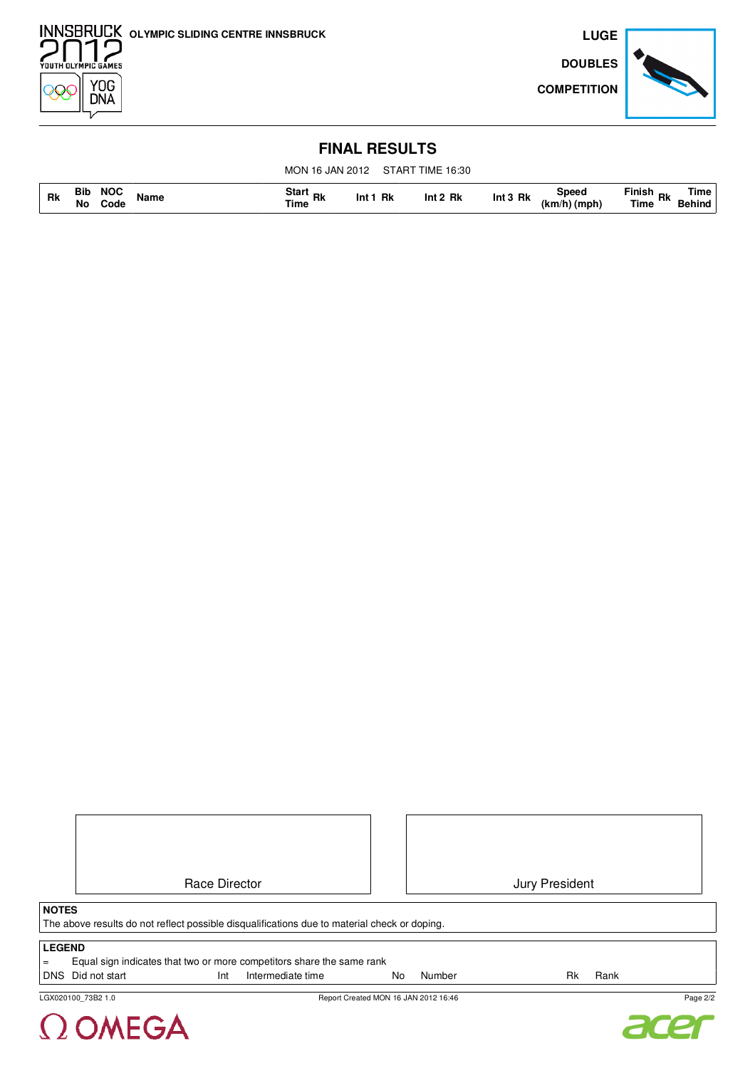OLYMPIC SLIDING CENTRE INNSBRUCK

LUGE

DOUBLES

COMPETITION

## FINAL RESULTS

MON 16 JAN 2012 START TIME 16:30

| Rk | Bib No | NOC Code | Name | Start Time | Rk | Int 1 | Rk | Int 2 | Rk | Int 3 | Rk | Speed (km/h) (mph) | Finish Time | Rk | Time Behind |
|---|---|---|---|---|---|---|---|---|---|---|---|---|---|---|---|

| Race Director | Jury President |
|---|---|

**NOTES**

The above results do not reflect possible disqualifications due to material check or doping.

**LEGEND**

| | | | | | | | |
|---|---|---|---|---|---|---|---|
| = | Equal sign indicates that two or more competitors share the same rank | | | | | | |
| DNS | Did not start | Int | Intermediate time | No | Number | Rk | Rank |

LGX020100_73B2 1.0 Report Created MON 16 JAN 2012 16:46